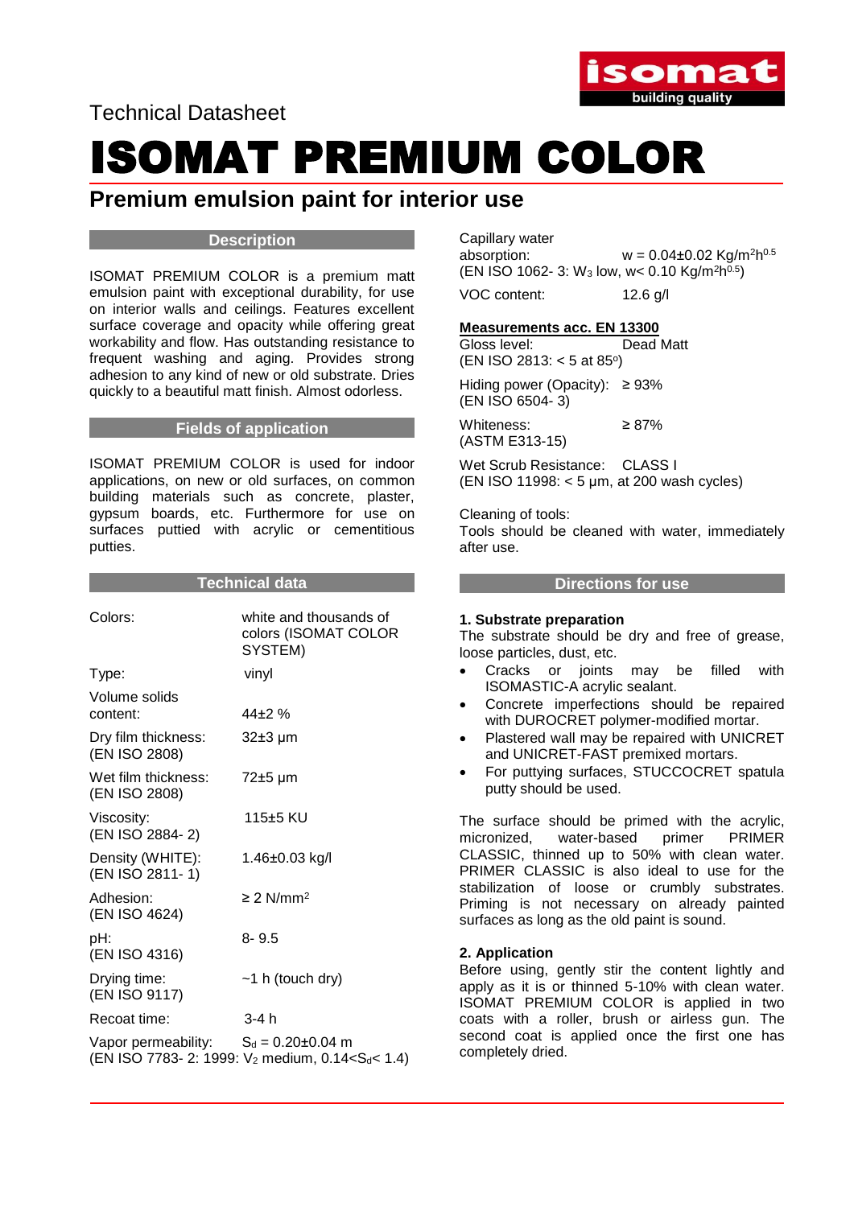Technical Datasheet

# ISOMAT PREMIUM COLOR

## Premium emulsion paint for interior use

### Description

ISOMAT PREMIUM COLOR is a premium matt emulsion paint with exceptional durability, for use on interior walls and ceilings. Features excellent surface coverage and opacity while offering great workability and flow. Has outstanding resistance to frequent washing and aging. Provides strong adhesion to any kind of new or old substrate. Dries quickly to a beautiful matt finish. Almost odorless.

### Fields of application

ISOMAT PREMIUM COLOR is used for indoor applications, on new or old surfaces, on common building materials such as concrete, plaster, gypsum boards, etc. Furthermore for use on surfaces puttied with acrylic or cementitious putties.

### Technical data

| | |
|---|---|
| Colors: | white and thousands of colors (ISOMAT COLOR SYSTEM) |
| Type: | vinyl |
| Volume solids content: | 44±2 % |
| Dry film thickness: (EN ISO 2808) | 32±3 μm |
| Wet film thickness: (EN ISO 2808) | 72±5 μm |
| Viscosity: (EN ISO 2884- 2) | 115±5 KU |
| Density (WHITE): (EN ISO 2811- 1) | 1.46±0.03 kg/l |
| Adhesion: (EN ISO 4624) | ≥ 2 N/mm² |
| pH: (EN ISO 4316) | 8- 9.5 |
| Drying time: (EN ISO 9117) | ~1 h (touch dry) |
| Recoat time: | 3-4 h |

Vapor permeability: $S_d$ = 0.20±0.04 m
(EN ISO 7783- 2: 1999: $V_2$ medium, $0.14<S_d<1.4$)

Capillary water absorption: $w = 0.04±0.02$ Kg/m²h$^{0.5}$
(EN ISO 1062- 3: $W_3$ low, w< 0.10 Kg/m²h$^{0.5}$)

VOC content: 12.6 g/l

**Measurements acc. EN 13300**

| | |
|---|---|
| Gloss level: (EN ISO 2813: < 5 at 85°) | Dead Matt |
| Hiding power (Opacity): (EN ISO 6504- 3) | ≥ 93% |
| Whiteness: (ASTM E313-15) | ≥ 87% |
| Wet Scrub Resistance: (EN ISO 11998: < 5 μm, at 200 wash cycles) | CLASS I |

Cleaning of tools:
Tools should be cleaned with water, immediately after use.

### Directions for use

**1. Substrate preparation**

The substrate should be dry and free of grease, loose particles, dust, etc.

- Cracks or joints may be filled with ISOMASTIC-A acrylic sealant.
- Concrete imperfections should be repaired with DUROCRET polymer-modified mortar.
- Plastered wall may be repaired with UNICRET and UNICRET-FAST premixed mortars.
- For puttying surfaces, STUCCOCRET spatula putty should be used.

The surface should be primed with the acrylic, micronized, water-based primer PRIMER CLASSIC, thinned up to 50% with clean water. PRIMER CLASSIC is also ideal to use for the stabilization of loose or crumbly substrates. Priming is not necessary on already painted surfaces as long as the old paint is sound.

**2. Application**

Before using, gently stir the content lightly and apply as it is or thinned 5-10% with clean water. ISOMAT PREMIUM COLOR is applied in two coats with a roller, brush or airless gun. The second coat is applied once the first one has completely dried.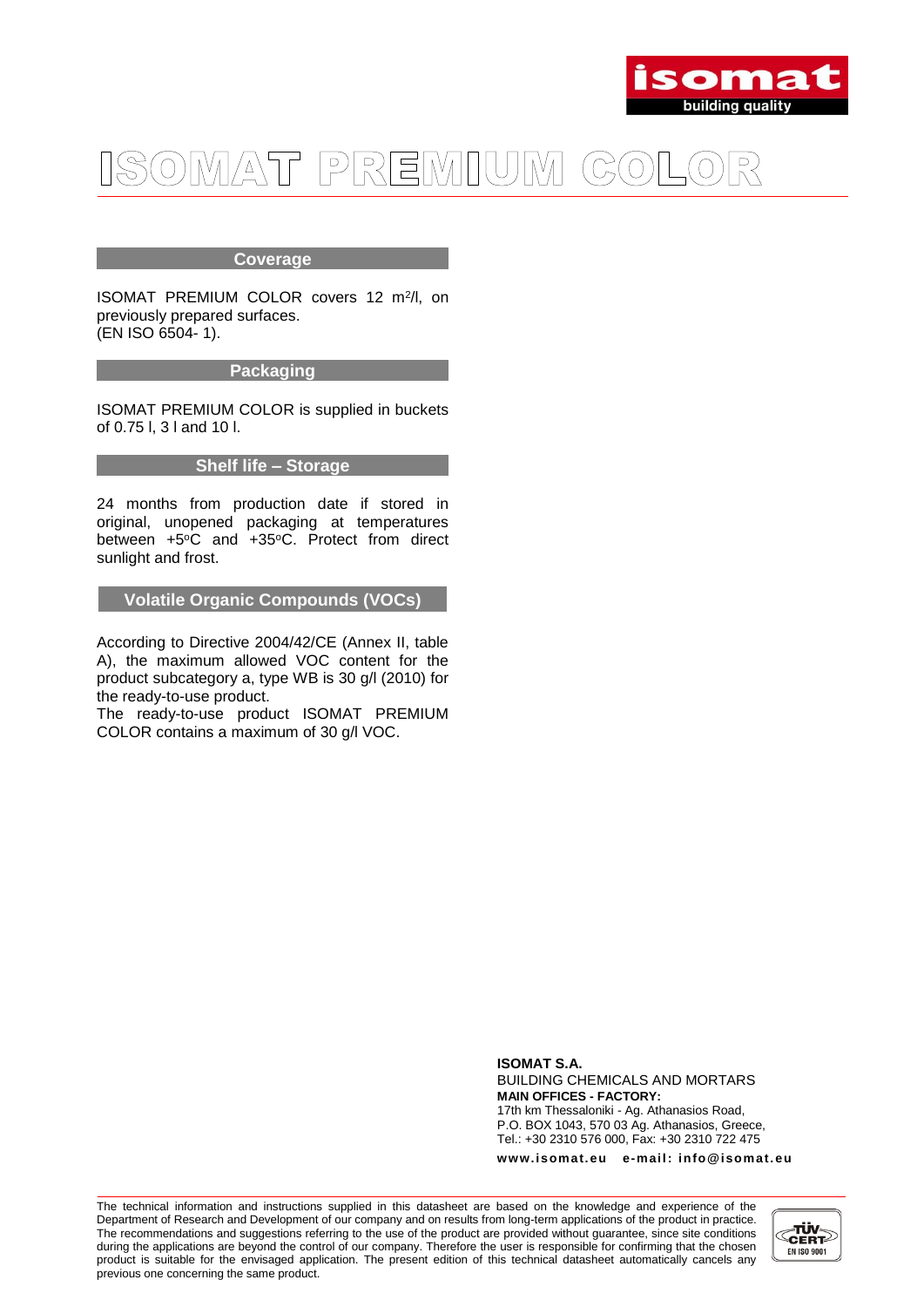# ISOMAT PREMIUM COLOR

## Coverage

ISOMAT PREMIUM COLOR covers 12 m²/l, on previously prepared surfaces.
(EN ISO 6504- 1).

## Packaging

ISOMAT PREMIUM COLOR is supplied in buckets of 0.75 l, 3 l and 10 l.

## Shelf life – Storage

24 months from production date if stored in original, unopened packaging at temperatures between +5°C and +35°C. Protect from direct sunlight and frost.

## Volatile Organic Compounds (VOCs)

According to Directive 2004/42/CE (Annex II, table A), the maximum allowed VOC content for the product subcategory a, type WB is 30 g/l (2010) for the ready-to-use product.
The ready-to-use product ISOMAT PREMIUM COLOR contains a maximum of 30 g/l VOC.

**ISOMAT S.A.**
BUILDING CHEMICALS AND MORTARS
**MAIN OFFICES - FACTORY:**
17th km Thessaloniki - Ag. Athanasios Road,
P.O. BOX 1043, 570 03 Ag. Athanasios, Greece,
Tel.: +30 2310 576 000, Fax: +30 2310 722 475
**www.isomat.eu e-mail: info@isomat.eu**

The technical information and instructions supplied in this datasheet are based on the knowledge and experience of the Department of Research and Development of our company and on results from long-term applications of the product in practice. The recommendations and suggestions referring to the use of the product are provided without guarantee, since site conditions during the applications are beyond the control of our company. Therefore the user is responsible for confirming that the chosen product is suitable for the envisaged application. The present edition of this technical datasheet automatically cancels any previous one concerning the same product.